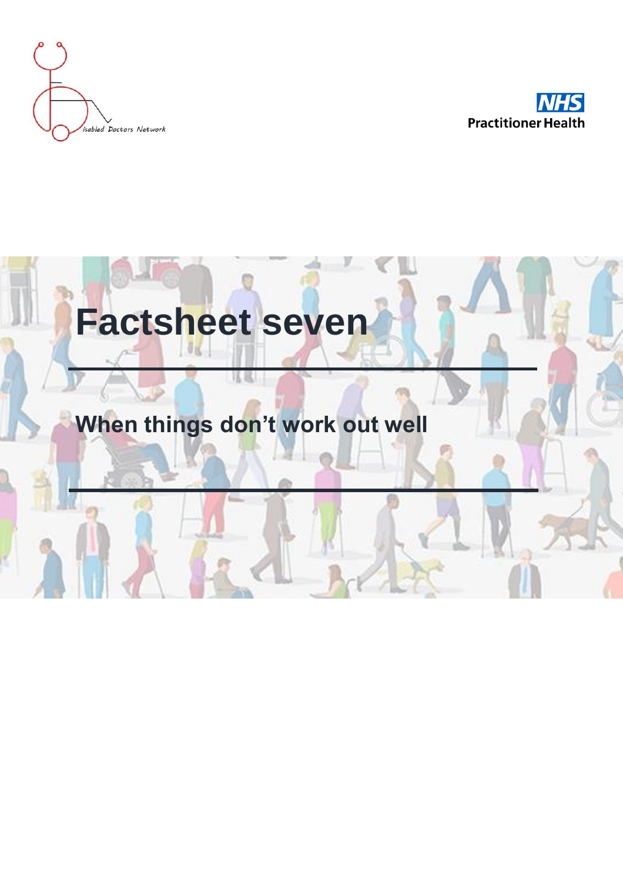isabled Doctors Network

NHS Practitioner Health

# Factsheet seven

## When things don't work out well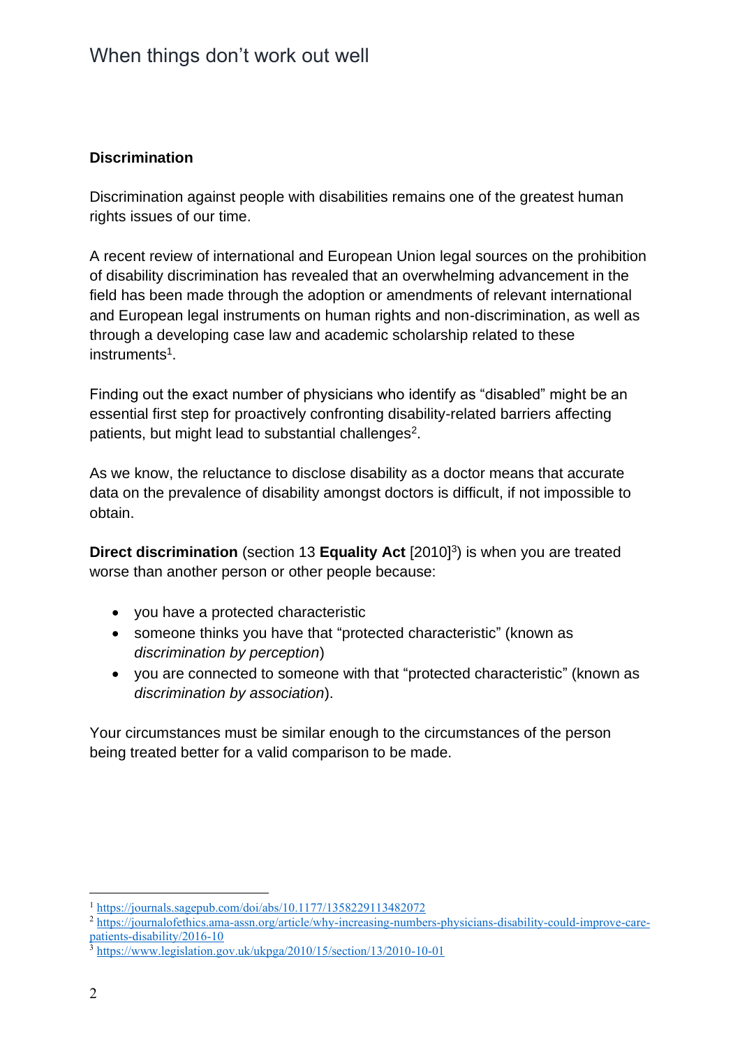## Discrimination

Discrimination against people with disabilities remains one of the greatest human rights issues of our time.

A recent review of international and European Union legal sources on the prohibition of disability discrimination has revealed that an overwhelming advancement in the field has been made through the adoption or amendments of relevant international and European legal instruments on human rights and non-discrimination, as well as through a developing case law and academic scholarship related to these instruments[1].

Finding out the exact number of physicians who identify as "disabled" might be an essential first step for proactively confronting disability-related barriers affecting patients, but might lead to substantial challenges[2].

As we know, the reluctance to disclose disability as a doctor means that accurate data on the prevalence of disability amongst doctors is difficult, if not impossible to obtain.

**Direct discrimination** (section 13 **Equality Act** [2010][3]) is when you are treated worse than another person or other people because:

- you have a protected characteristic
- someone thinks you have that "protected characteristic" (known as *discrimination by perception*)
- you are connected to someone with that "protected characteristic" (known as *discrimination by association*).

Your circumstances must be similar enough to the circumstances of the person being treated better for a valid comparison to be made.

---

[1] https://journals.sagepub.com/doi/abs/10.1177/1358229113482072

[2] https://journalofethics.ama-assn.org/article/why-increasing-numbers-physicians-disability-could-improve-care-patients-disability/2016-10

[3] https://www.legislation.gov.uk/ukpga/2010/15/section/13/2010-10-01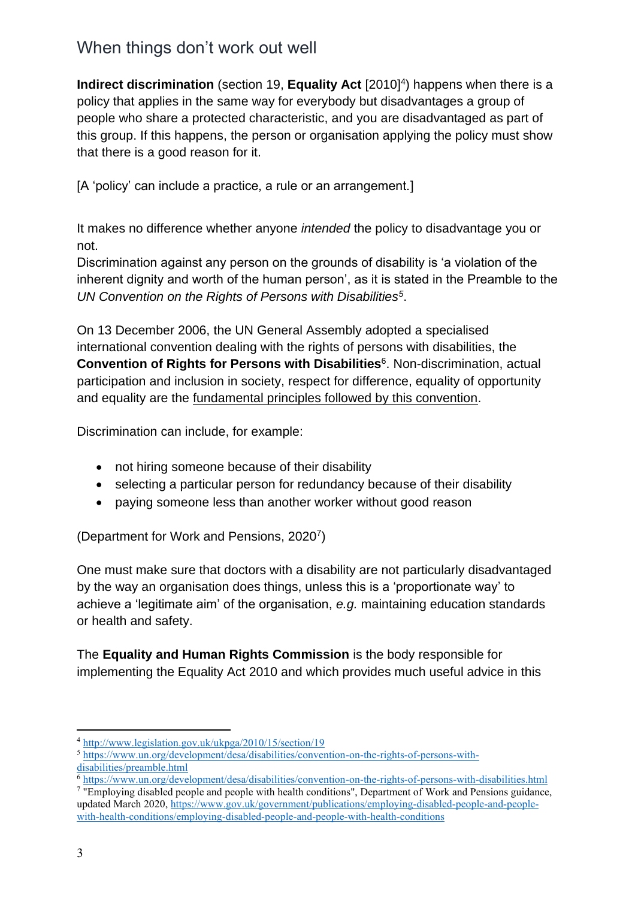## When things don't work out well

**Indirect discrimination** (section 19, **Equality Act** [2010][4]) happens when there is a policy that applies in the same way for everybody but disadvantages a group of people who share a protected characteristic, and you are disadvantaged as part of this group. If this happens, the person or organisation applying the policy must show that there is a good reason for it.

[A 'policy' can include a practice, a rule or an arrangement.]

It makes no difference whether anyone *intended* the policy to disadvantage you or not.
Discrimination against any person on the grounds of disability is 'a violation of the inherent dignity and worth of the human person', as it is stated in the Preamble to the *UN Convention on the Rights of Persons with Disabilities*[5].

On 13 December 2006, the UN General Assembly adopted a specialised international convention dealing with the rights of persons with disabilities, the **Convention of Rights for Persons with Disabilities**[6]. Non-discrimination, actual participation and inclusion in society, respect for difference, equality of opportunity and equality are the fundamental principles followed by this convention.

Discrimination can include, for example:

- not hiring someone because of their disability
- selecting a particular person for redundancy because of their disability
- paying someone less than another worker without good reason

(Department for Work and Pensions, 2020[7])

One must make sure that doctors with a disability are not particularly disadvantaged by the way an organisation does things, unless this is a 'proportionate way' to achieve a 'legitimate aim' of the organisation, *e.g.* maintaining education standards or health and safety.

The **Equality and Human Rights Commission** is the body responsible for implementing the Equality Act 2010 and which provides much useful advice in this

---

[4] http://www.legislation.gov.uk/ukpga/2010/15/section/19

[5] https://www.un.org/development/desa/disabilities/convention-on-the-rights-of-persons-with-disabilities/preamble.html

[6] https://www.un.org/development/desa/disabilities/convention-on-the-rights-of-persons-with-disabilities.html

[7] "Employing disabled people and people with health conditions", Department of Work and Pensions guidance, updated March 2020, https://www.gov.uk/government/publications/employing-disabled-people-and-people-with-health-conditions/employing-disabled-people-and-people-with-health-conditions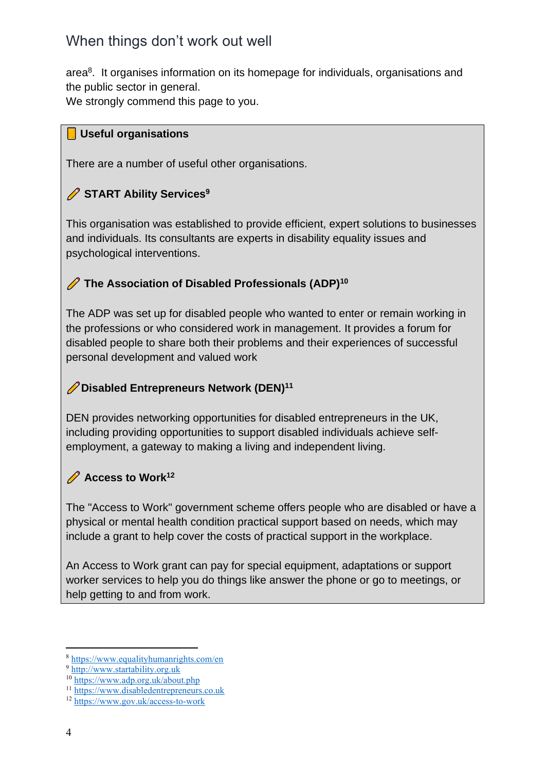area[8]. It organises information on its homepage for individuals, organisations and the public sector in general.
We strongly commend this page to you.

### Useful organisations

There are a number of useful other organisations.

#### START Ability Services[9]

This organisation was established to provide efficient, expert solutions to businesses and individuals. Its consultants are experts in disability equality issues and psychological interventions.

#### The Association of Disabled Professionals (ADP)[10]

The ADP was set up for disabled people who wanted to enter or remain working in the professions or who considered work in management. It provides a forum for disabled people to share both their problems and their experiences of successful personal development and valued work

#### Disabled Entrepreneurs Network (DEN)[11]

DEN provides networking opportunities for disabled entrepreneurs in the UK, including providing opportunities to support disabled individuals achieve self-employment, a gateway to making a living and independent living.

#### Access to Work[12]

The "Access to Work" government scheme offers people who are disabled or have a physical or mental health condition practical support based on needs, which may include a grant to help cover the costs of practical support in the workplace.

An Access to Work grant can pay for special equipment, adaptations or support worker services to help you do things like answer the phone or go to meetings, or help getting to and from work.

---

[8] https://www.equalityhumanrights.com/en
[9] http://www.startability.org.uk
[10] https://www.adp.org.uk/about.php
[11] https://www.disabledentrepreneurs.co.uk
[12] https://www.gov.uk/access-to-work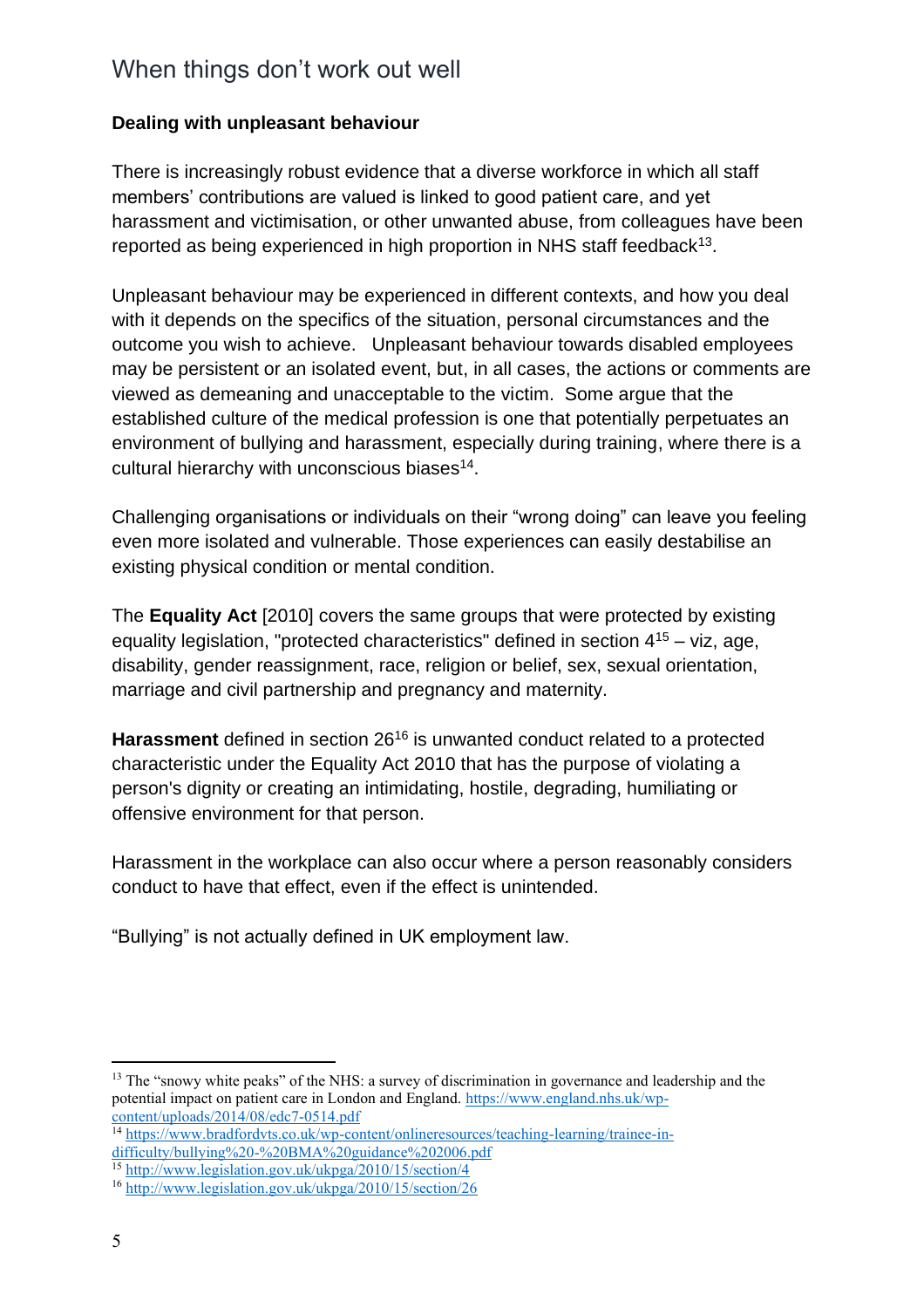## When things don't work out well

**Dealing with unpleasant behaviour**

There is increasingly robust evidence that a diverse workforce in which all staff members' contributions are valued is linked to good patient care, and yet harassment and victimisation, or other unwanted abuse, from colleagues have been reported as being experienced in high proportion in NHS staff feedback[13].

Unpleasant behaviour may be experienced in different contexts, and how you deal with it depends on the specifics of the situation, personal circumstances and the outcome you wish to achieve. Unpleasant behaviour towards disabled employees may be persistent or an isolated event, but, in all cases, the actions or comments are viewed as demeaning and unacceptable to the victim. Some argue that the established culture of the medical profession is one that potentially perpetuates an environment of bullying and harassment, especially during training, where there is a cultural hierarchy with unconscious biases[14].

Challenging organisations or individuals on their "wrong doing" can leave you feeling even more isolated and vulnerable. Those experiences can easily destabilise an existing physical condition or mental condition.

The **Equality Act** [2010] covers the same groups that were protected by existing equality legislation, "protected characteristics" defined in section 4[15] – viz, age, disability, gender reassignment, race, religion or belief, sex, sexual orientation, marriage and civil partnership and pregnancy and maternity.

**Harassment** defined in section 26[16] is unwanted conduct related to a protected characteristic under the Equality Act 2010 that has the purpose of violating a person's dignity or creating an intimidating, hostile, degrading, humiliating or offensive environment for that person.

Harassment in the workplace can also occur where a person reasonably considers conduct to have that effect, even if the effect is unintended.

"Bullying" is not actually defined in UK employment law.

---

[13] The "snowy white peaks" of the NHS: a survey of discrimination in governance and leadership and the potential impact on patient care in London and England. https://www.england.nhs.uk/wp-content/uploads/2014/08/edc7-0514.pdf

[14] https://www.bradfordvts.co.uk/wp-content/onlineresources/teaching-learning/trainee-in-difficulty/bullying%20-%20BMA%20guidance%202006.pdf

[15] http://www.legislation.gov.uk/ukpga/2010/15/section/4

[16] http://www.legislation.gov.uk/ukpga/2010/15/section/26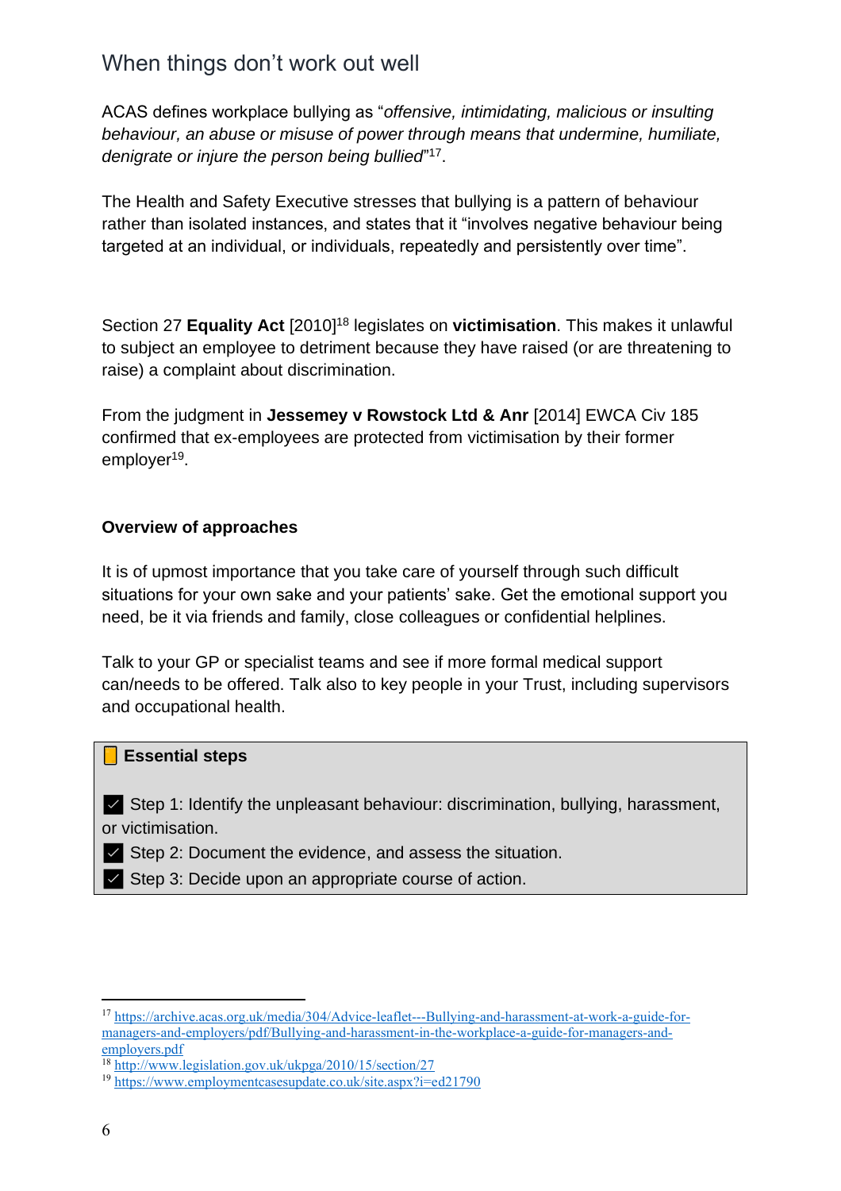## When things don't work out well

ACAS defines workplace bullying as "*offensive, intimidating, malicious or insulting behaviour, an abuse or misuse of power through means that undermine, humiliate, denigrate or injure the person being bullied*"[17].

The Health and Safety Executive stresses that bullying is a pattern of behaviour rather than isolated instances, and states that it "involves negative behaviour being targeted at an individual, or individuals, repeatedly and persistently over time".

Section 27 **Equality Act** [2010][18] legislates on **victimisation**. This makes it unlawful to subject an employee to detriment because they have raised (or are threatening to raise) a complaint about discrimination.

From the judgment in **Jessemey v Rowstock Ltd & Anr** [2014] EWCA Civ 185 confirmed that ex-employees are protected from victimisation by their former employer[19].

### Overview of approaches

It is of upmost importance that you take care of yourself through such difficult situations for your own sake and your patients' sake. Get the emotional support you need, be it via friends and family, close colleagues or confidential helplines.

Talk to your GP or specialist teams and see if more formal medical support can/needs to be offered. Talk also to key people in your Trust, including supervisors and occupational health.

**Essential steps**

- ✓ Step 1: Identify the unpleasant behaviour: discrimination, bullying, harassment, or victimisation.
- ✓ Step 2: Document the evidence, and assess the situation.
- ✓ Step 3: Decide upon an appropriate course of action.

---

[17] https://archive.acas.org.uk/media/304/Advice-leaflet---Bullying-and-harassment-at-work-a-guide-for-managers-and-employers/pdf/Bullying-and-harassment-in-the-workplace-a-guide-for-managers-and-employers.pdf

[18] http://www.legislation.gov.uk/ukpga/2010/15/section/27

[19] https://www.employmentcasesupdate.co.uk/site.aspx?i=ed21790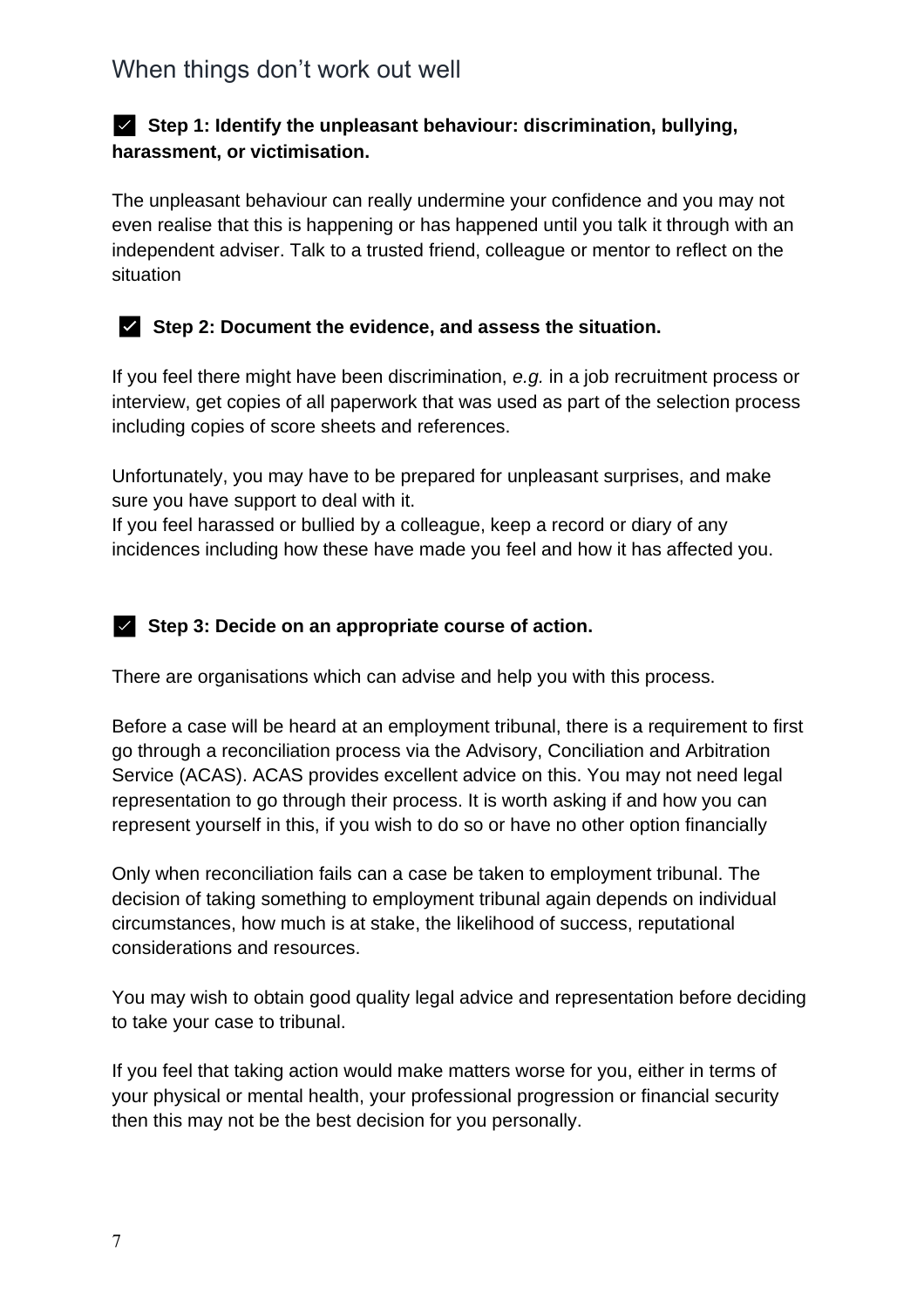## When things don't work out well

✓ **Step 1: Identify the unpleasant behaviour: discrimination, bullying, harassment, or victimisation.**

The unpleasant behaviour can really undermine your confidence and you may not even realise that this is happening or has happened until you talk it through with an independent adviser. Talk to a trusted friend, colleague or mentor to reflect on the situation

✓ **Step 2: Document the evidence, and assess the situation.**

If you feel there might have been discrimination, *e.g.* in a job recruitment process or interview, get copies of all paperwork that was used as part of the selection process including copies of score sheets and references.

Unfortunately, you may have to be prepared for unpleasant surprises, and make sure you have support to deal with it.
If you feel harassed or bullied by a colleague, keep a record or diary of any incidences including how these have made you feel and how it has affected you.

✓ **Step 3: Decide on an appropriate course of action.**

There are organisations which can advise and help you with this process.

Before a case will be heard at an employment tribunal, there is a requirement to first go through a reconciliation process via the Advisory, Conciliation and Arbitration Service (ACAS). ACAS provides excellent advice on this. You may not need legal representation to go through their process. It is worth asking if and how you can represent yourself in this, if you wish to do so or have no other option financially

Only when reconciliation fails can a case be taken to employment tribunal. The decision of taking something to employment tribunal again depends on individual circumstances, how much is at stake, the likelihood of success, reputational considerations and resources.

You may wish to obtain good quality legal advice and representation before deciding to take your case to tribunal.

If you feel that taking action would make matters worse for you, either in terms of your physical or mental health, your professional progression or financial security then this may not be the best decision for you personally.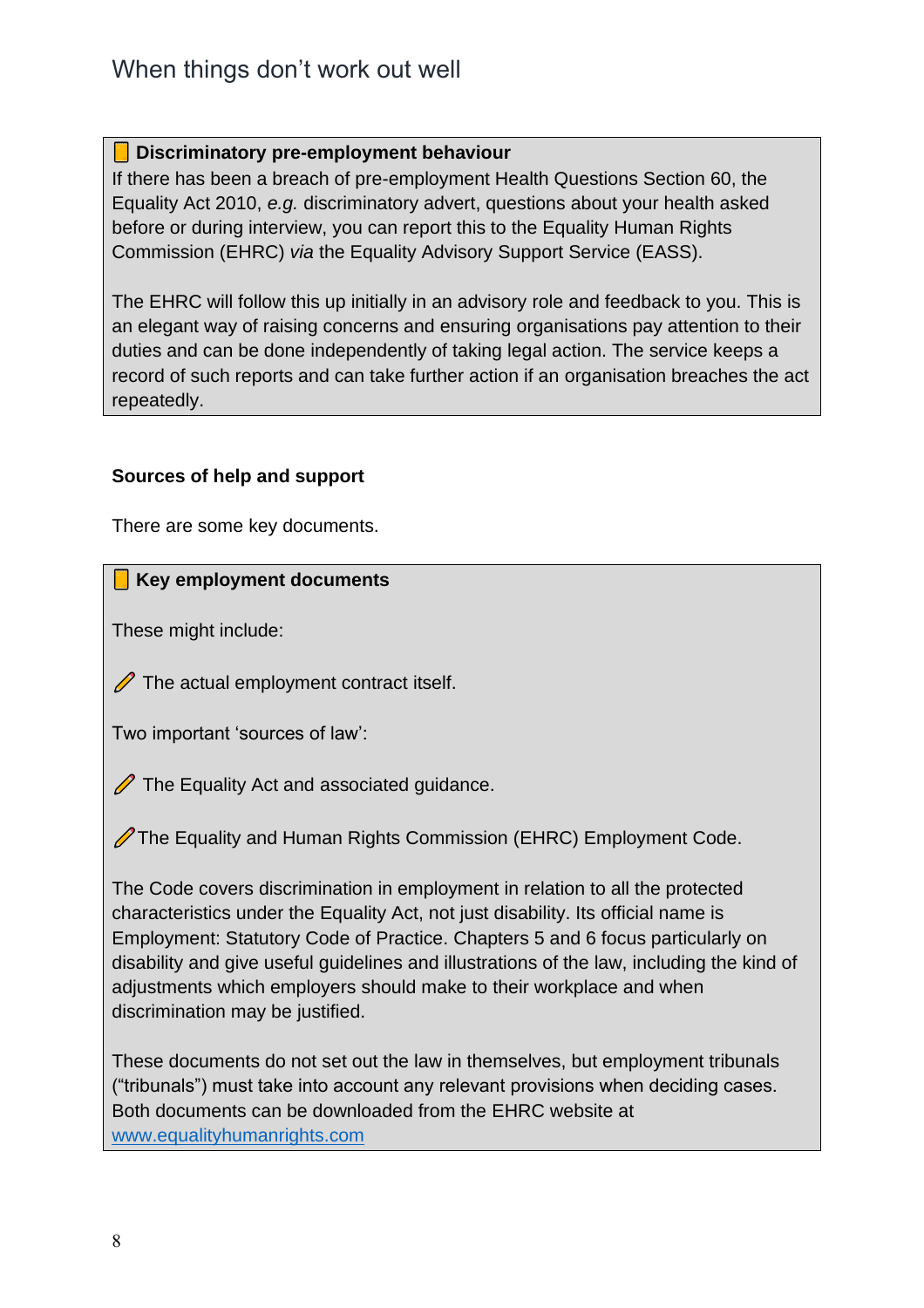# When things don't work out well

**Discriminatory pre-employment behaviour**

If there has been a breach of pre-employment Health Questions Section 60, the Equality Act 2010, *e.g.* discriminatory advert, questions about your health asked before or during interview, you can report this to the Equality Human Rights Commission (EHRC) *via* the Equality Advisory Support Service (EASS).

The EHRC will follow this up initially in an advisory role and feedback to you. This is an elegant way of raising concerns and ensuring organisations pay attention to their duties and can be done independently of taking legal action. The service keeps a record of such reports and can take further action if an organisation breaches the act repeatedly.

**Sources of help and support**

There are some key documents.

**Key employment documents**

These might include:

- The actual employment contract itself.

Two important 'sources of law':

- The Equality Act and associated guidance.
- The Equality and Human Rights Commission (EHRC) Employment Code.

The Code covers discrimination in employment in relation to all the protected characteristics under the Equality Act, not just disability. Its official name is Employment: Statutory Code of Practice. Chapters 5 and 6 focus particularly on disability and give useful guidelines and illustrations of the law, including the kind of adjustments which employers should make to their workplace and when discrimination may be justified.

These documents do not set out the law in themselves, but employment tribunals ("tribunals") must take into account any relevant provisions when deciding cases. Both documents can be downloaded from the EHRC website at [www.equalityhumanrights.com](http://www.equalityhumanrights.com)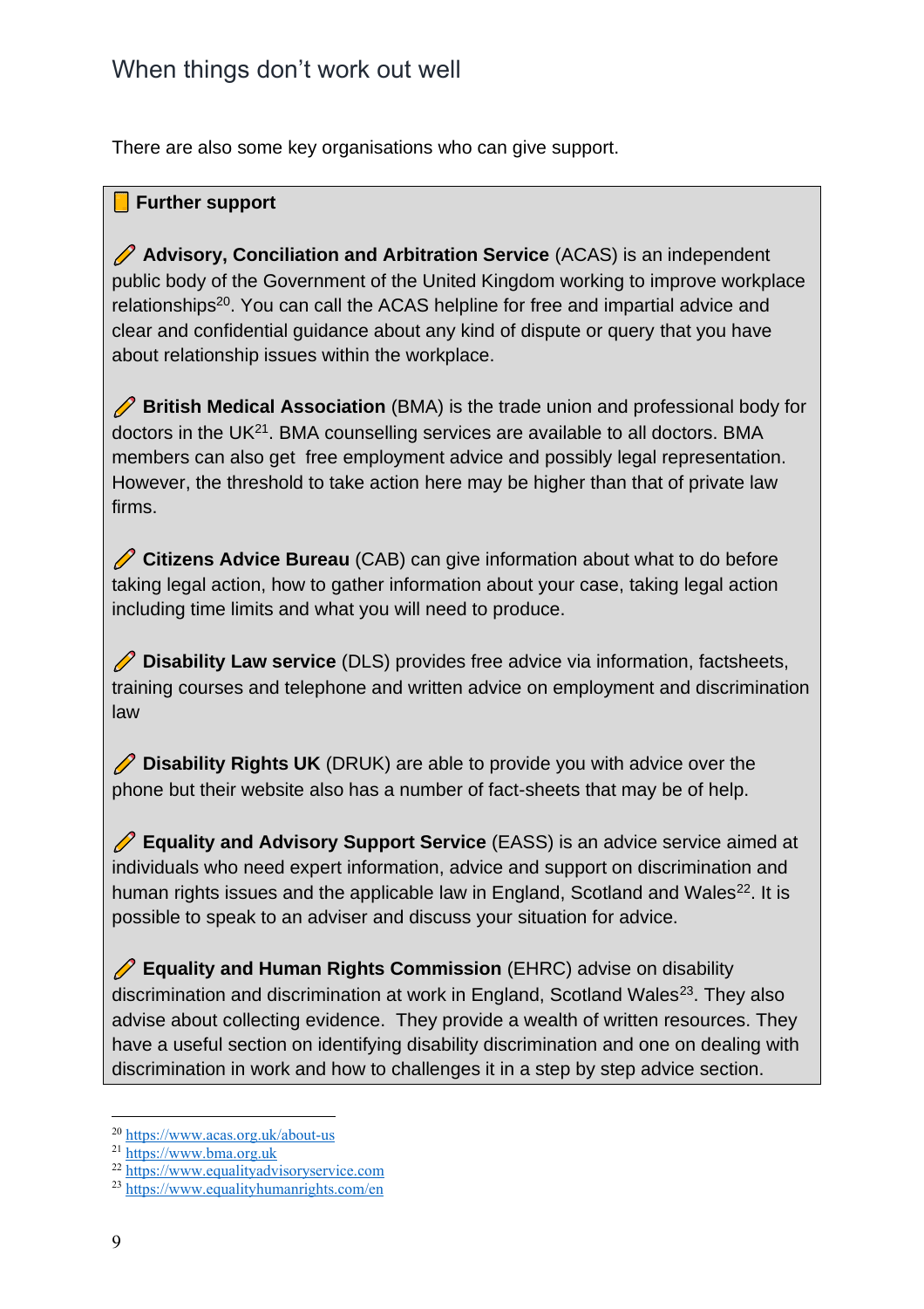## When things don't work out well

There are also some key organisations who can give support.

> **Further support**
>
> **Advisory, Conciliation and Arbitration Service** (ACAS) is an independent public body of the Government of the United Kingdom working to improve workplace relationships[20]. You can call the ACAS helpline for free and impartial advice and clear and confidential guidance about any kind of dispute or query that you have about relationship issues within the workplace.
>
> **British Medical Association** (BMA) is the trade union and professional body for doctors in the UK[21]. BMA counselling services are available to all doctors. BMA members can also get free employment advice and possibly legal representation. However, the threshold to take action here may be higher than that of private law firms.
>
> **Citizens Advice Bureau** (CAB) can give information about what to do before taking legal action, how to gather information about your case, taking legal action including time limits and what you will need to produce.
>
> **Disability Law service** (DLS) provides free advice via information, factsheets, training courses and telephone and written advice on employment and discrimination law
>
> **Disability Rights UK** (DRUK) are able to provide you with advice over the phone but their website also has a number of fact-sheets that may be of help.
>
> **Equality and Advisory Support Service** (EASS) is an advice service aimed at individuals who need expert information, advice and support on discrimination and human rights issues and the applicable law in England, Scotland and Wales[22]. It is possible to speak to an adviser and discuss your situation for advice.
>
> **Equality and Human Rights Commission** (EHRC) advise on disability discrimination and discrimination at work in England, Scotland Wales[23]. They also advise about collecting evidence. They provide a wealth of written resources. They have a useful section on identifying disability discrimination and one on dealing with discrimination in work and how to challenges it in a step by step advice section.

---

[20] https://www.acas.org.uk/about-us
[21] https://www.bma.org.uk
[22] https://www.equalityadvisoryservice.com
[23] https://www.equalityhumanrights.com/en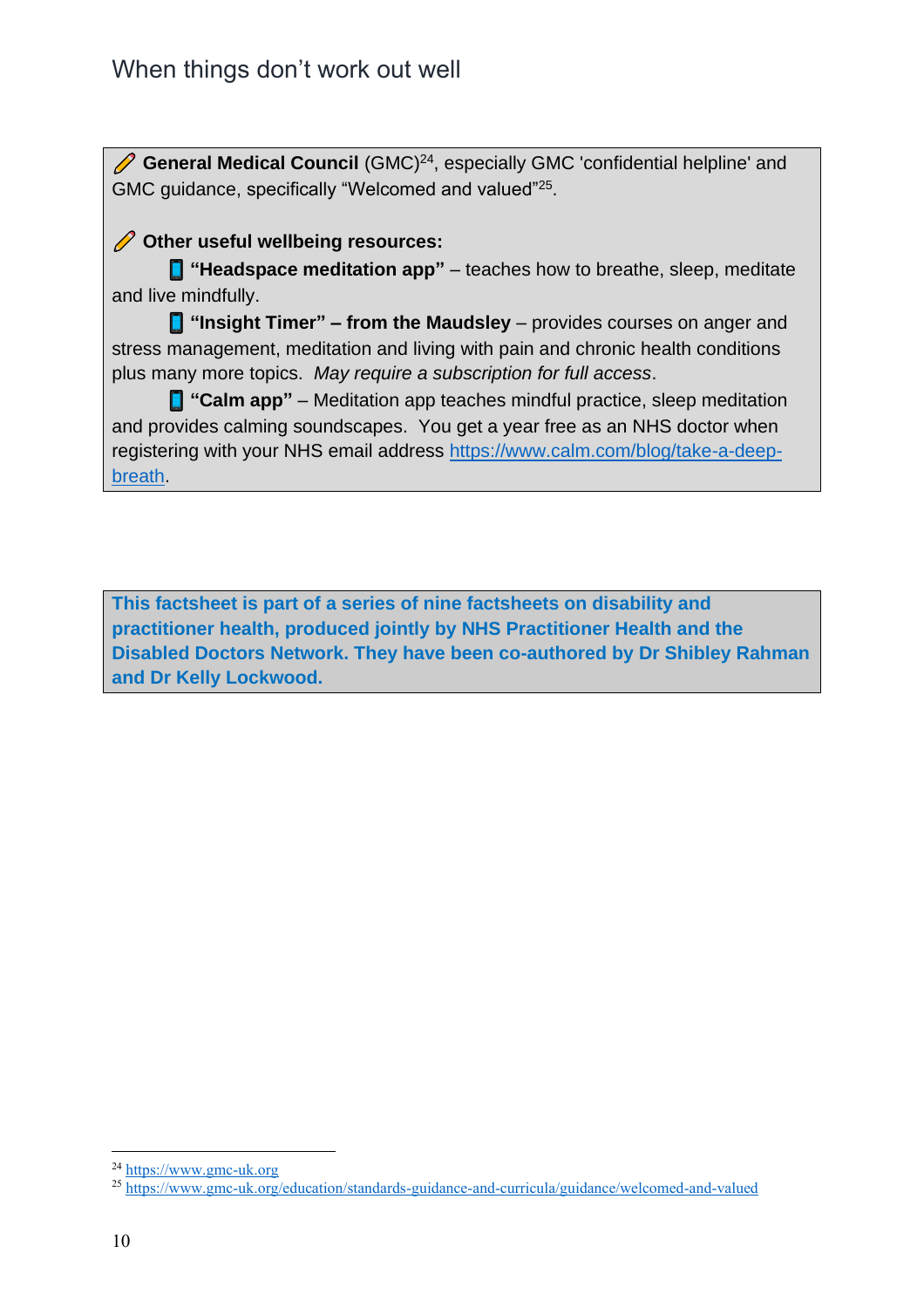✏️ **General Medical Council** (GMC)[24], especially GMC 'confidential helpline' and GMC guidance, specifically "Welcomed and valued"[25].

✏️ **Other useful wellbeing resources:**

📱 **"Headspace meditation app"** – teaches how to breathe, sleep, meditate and live mindfully.

📱 **"Insight Timer" – from the Maudsley** – provides courses on anger and stress management, meditation and living with pain and chronic health conditions plus many more topics. *May require a subscription for full access*.

📱 **"Calm app"** – Meditation app teaches mindful practice, sleep meditation and provides calming soundscapes. You get a year free as an NHS doctor when registering with your NHS email address https://www.calm.com/blog/take-a-deep-breath.

**This factsheet is part of a series of nine factsheets on disability and practitioner health, produced jointly by NHS Practitioner Health and the Disabled Doctors Network. They have been co-authored by Dr Shibley Rahman and Dr Kelly Lockwood.**

---

[24] https://www.gmc-uk.org

[25] https://www.gmc-uk.org/education/standards-guidance-and-curricula/guidance/welcomed-and-valued